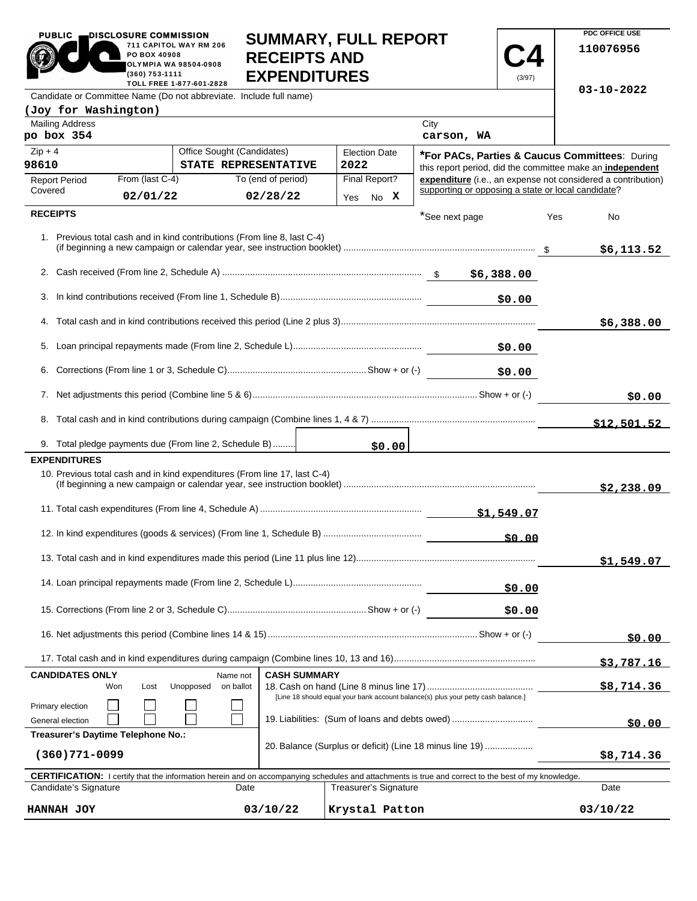**PUBLIC DISCLOSURE COMMISSION**
711 CAPITOL WAY RM 206
PO BOX 40908
OLYMPIA WA 98504-0908
(360) 753-1111
TOLL FREE 1-877-601-2828

# SUMMARY, FULL REPORT RECEIPTS AND EXPENDITURES

**C4** (3/97)

PDC OFFICE USE
110076956
03-10-2022

Candidate or Committee Name (Do not abbreviate. Include full name)
**(Joy for Washington)**

| Mailing Address | City |
|---|---|
| po box 354 | carson, WA |

| Zip + 4 | Office Sought (Candidates) | Election Date |
|---|---|---|
| 98610 | STATE REPRESENTATIVE | 2022 |

| Report Period Covered | From (last C-4) | To (end of period) | Final Report? |
|---|---|---|---|
| | 02/01/22 | 02/28/22 | Yes No **X** |

***For PACs, Parties & Caucus Committees**: During this report period, did the committee make an **independent expenditure** (i.e., an expense not considered a contribution) supporting or opposing a state or local candidate?

*See next page Yes No

## RECEIPTS

| Line | Description | Amount | Total |
|---|---|---|---|
| 1. | Previous total cash and in kind contributions (From line 8, last C-4) (if beginning a new campaign or calendar year, see instruction booklet) | | $6,113.52 |
| 2. | Cash received (From line 2, Schedule A) | $6,388.00 | |
| 3. | In kind contributions received (From line 1, Schedule B) | $0.00 | |
| 4. | Total cash and in kind contributions received this period (Line 2 plus 3) | | $6,388.00 |
| 5. | Loan principal repayments made (From line 2, Schedule L) | $0.00 | |
| 6. | Corrections (From line 1 or 3, Schedule C) Show + or (-) | $0.00 | |
| 7. | Net adjustments this period (Combine line 5 & 6) Show + or (-) | | $0.00 |
| 8. | Total cash and in kind contributions during campaign (Combine lines 1, 4 & 7) | | $12,501.52 |
| 9. | Total pledge payments due (From line 2, Schedule B) | $0.00 | |

## EXPENDITURES

| Line | Description | Amount | Total |
|---|---|---|---|
| 10. | Previous total cash and in kind expenditures (From line 17, last C-4) (If beginning a new campaign or calendar year, see instruction booklet) | | $2,238.09 |
| 11. | Total cash expenditures (From line 4, Schedule A) | $1,549.07 | |
| 12. | In kind expenditures (goods & services) (From line 1, Schedule B) | $0.00 | |
| 13. | Total cash and in kind expenditures made this period (Line 11 plus line 12) | | $1,549.07 |
| 14. | Loan principal repayments made (From line 2, Schedule L) | $0.00 | |
| 15. | Corrections (From line 2 or 3, Schedule C) Show + or (-) | $0.00 | |
| 16. | Net adjustments this period (Combine lines 14 & 15) Show + or (-) | | $0.00 |
| 17. | Total cash and in kind expenditures during campaign (Combine lines 10, 13 and 16) | | $3,787.16 |

**CANDIDATES ONLY**

| | Won | Lost | Unopposed | Name not on ballot |
|---|---|---|---|---|
| Primary election | ☐ | ☐ | ☐ | ☐ |
| General election | ☐ | ☐ | ☐ | ☐ |

**Treasurer's Daytime Telephone No.:** (360)771-0099

**CASH SUMMARY**

| Line | Description | Amount |
|---|---|---|
| 18. | Cash on hand (Line 8 minus line 17) [Line 18 should equal your bank account balance(s) plus your petty cash balance.] | $8,714.36 |
| 19. | Liabilities: (Sum of loans and debts owed) | $0.00 |
| 20. | Balance (Surplus or deficit) (Line 18 minus line 19) | $8,714.36 |

**CERTIFICATION:** I certify that the information herein and on accompanying schedules and attachments is true and correct to the best of my knowledge.

| Candidate's Signature | Date | Treasurer's Signature | Date |
|---|---|---|---|
| HANNAH JOY | 03/10/22 | Krystal Patton | 03/10/22 |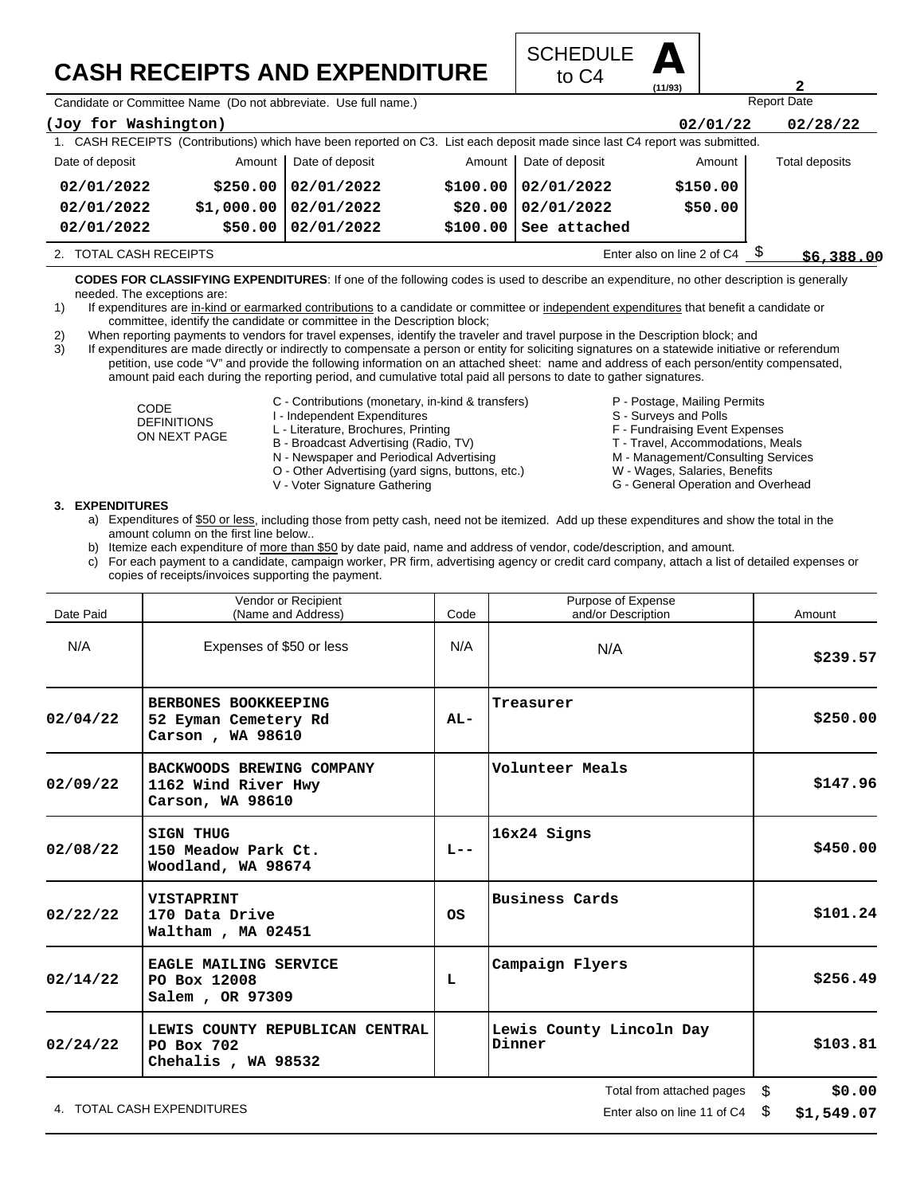# CASH RECEIPTS AND EXPENDITURE

SCHEDULE **A** to C4 (11/93)

Candidate or Committee Name (Do not abbreviate. Use full name.)

**(Joy for Washington)**

Report Date: **02/01/22** **02/28/22**

1. CASH RECEIPTS (Contributions) which have been reported on C3. List each deposit made since last C4 report was submitted.

| Date of deposit | Amount | Date of deposit | Amount | Date of deposit | Amount | Total deposits |
|---|---|---|---|---|---|---|
| 02/01/2022 | $250.00 | 02/01/2022 | $100.00 | 02/01/2022 | $150.00 | |
| 02/01/2022 | $1,000.00 | 02/01/2022 | $20.00 | 02/01/2022 | $50.00 | |
| 02/01/2022 | $50.00 | 02/01/2022 | $100.00 | See attached | | |

2. TOTAL CASH RECEIPTS — Enter also on line 2 of C4 $ **$6,388.00**

**CODES FOR CLASSIFYING EXPENDITURES**: If one of the following codes is used to describe an expenditure, no other description is generally needed. The exceptions are:

1) If expenditures are in-kind or earmarked contributions to a candidate or committee or independent expenditures that benefit a candidate or committee, identify the candidate or committee in the Description block;
2) When reporting payments to vendors for travel expenses, identify the traveler and travel purpose in the Description block; and
3) If expenditures are made directly or indirectly to compensate a person or entity for soliciting signatures on a statewide initiative or referendum petition, use code "V" and provide the following information on an attached sheet: name and address of each person/entity compensated, amount paid each during the reporting period, and cumulative total paid all persons to date to gather signatures.

CODE DEFINITIONS ON NEXT PAGE

- C - Contributions (monetary, in-kind & transfers)
- I - Independent Expenditures
- L - Literature, Brochures, Printing
- B - Broadcast Advertising (Radio, TV)
- N - Newspaper and Periodical Advertising
- O - Other Advertising (yard signs, buttons, etc.)
- V - Voter Signature Gathering
- P - Postage, Mailing Permits
- S - Surveys and Polls
- F - Fundraising Event Expenses
- T - Travel, Accommodations, Meals
- M - Management/Consulting Services
- W - Wages, Salaries, Benefits
- G - General Operation and Overhead

**3. EXPENDITURES**

a) Expenditures of $50 or less, including those from petty cash, need not be itemized. Add up these expenditures and show the total in the amount column on the first line below..
b) Itemize each expenditure of more than $50 by date paid, name and address of vendor, code/description, and amount.
c) For each payment to a candidate, campaign worker, PR firm, advertising agency or credit card company, attach a list of detailed expenses or copies of receipts/invoices supporting the payment.

| Date Paid | Vendor or Recipient (Name and Address) | Code | Purpose of Expense and/or Description | Amount |
|---|---|---|---|---|
| N/A | Expenses of $50 or less | N/A | N/A | $239.57 |
| 02/04/22 | BERBONES BOOKKEEPING<br>52 Eyman Cemetery Rd<br>Carson , WA 98610 | AL- | Treasurer | $250.00 |
| 02/09/22 | BACKWOODS BREWING COMPANY<br>1162 Wind River Hwy<br>Carson, WA 98610 | | Volunteer Meals | $147.96 |
| 02/08/22 | SIGN THUG<br>150 Meadow Park Ct.<br>Woodland, WA 98674 | L-- | 16x24 Signs | $450.00 |
| 02/22/22 | VISTAPRINT<br>170 Data Drive<br>Waltham , MA 02451 | OS | Business Cards | $101.24 |
| 02/14/22 | EAGLE MAILING SERVICE<br>PO Box 12008<br>Salem , OR 97309 | L | Campaign Flyers | $256.49 |
| 02/24/22 | LEWIS COUNTY REPUBLICAN CENTRAL<br>PO Box 702<br>Chehalis , WA 98532 | | Lewis County Lincoln Day Dinner | $103.81 |

Total from attached pages $ **$0.00**

4. TOTAL CASH EXPENDITURES — Enter also on line 11 of C4 $ **$1,549.07**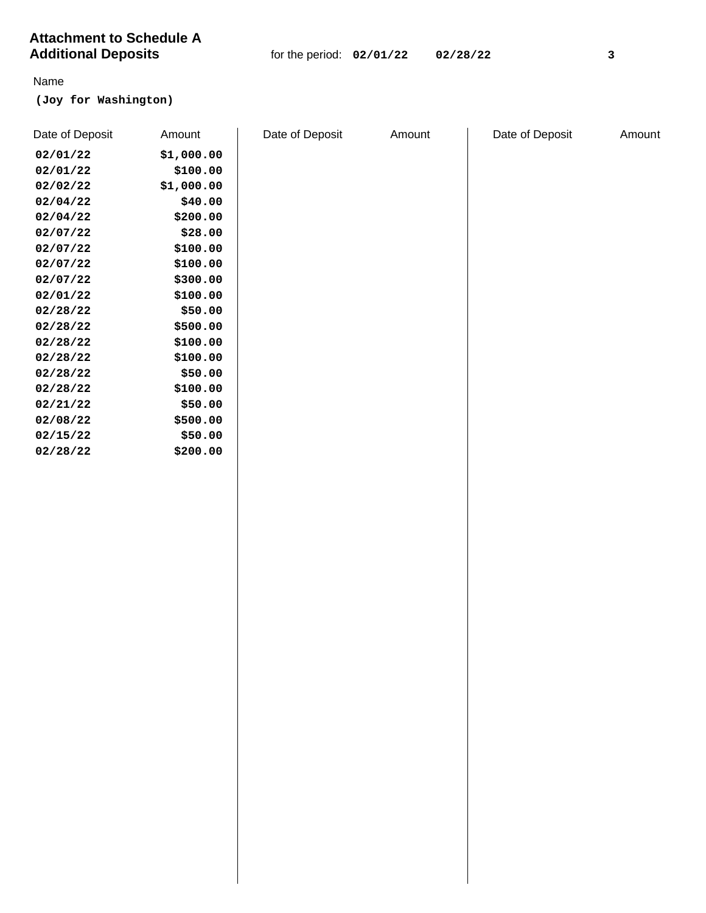# Attachment to Schedule A
## Additional Deposits

for the period: **02/01/22** **02/28/22**

Name

**(Joy for Washington)**

| Date of Deposit | Amount | Date of Deposit | Amount | Date of Deposit | Amount |
|---|---|---|---|---|---|
| 02/01/22 | $1,000.00 | | | | |
| 02/01/22 | $100.00 | | | | |
| 02/02/22 | $1,000.00 | | | | |
| 02/04/22 | $40.00 | | | | |
| 02/04/22 | $200.00 | | | | |
| 02/07/22 | $28.00 | | | | |
| 02/07/22 | $100.00 | | | | |
| 02/07/22 | $100.00 | | | | |
| 02/07/22 | $300.00 | | | | |
| 02/01/22 | $100.00 | | | | |
| 02/28/22 | $50.00 | | | | |
| 02/28/22 | $500.00 | | | | |
| 02/28/22 | $100.00 | | | | |
| 02/28/22 | $100.00 | | | | |
| 02/28/22 | $50.00 | | | | |
| 02/28/22 | $100.00 | | | | |
| 02/21/22 | $50.00 | | | | |
| 02/08/22 | $500.00 | | | | |
| 02/15/22 | $50.00 | | | | |
| 02/28/22 | $200.00 | | | | |